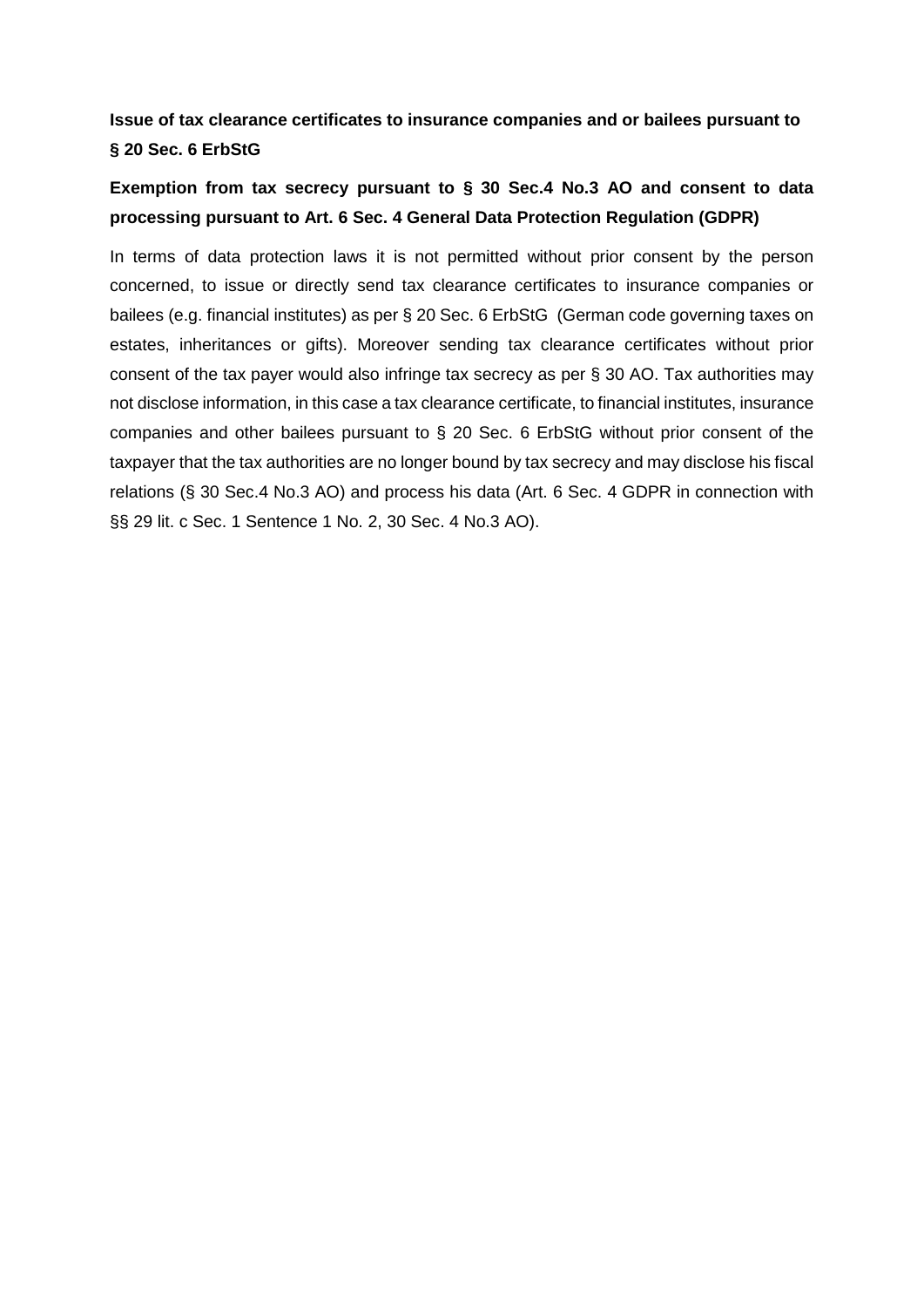**Issue of tax clearance certificates to insurance companies and or bailees pursuant to § 20 Sec. 6 ErbStG**

**Exemption from tax secrecy pursuant to § 30 Sec.4 No.3 AO and consent to data processing pursuant to Art. 6 Sec. 4 General Data Protection Regulation (GDPR)**

In terms of data protection laws it is not permitted without prior consent by the person concerned, to issue or directly send tax clearance certificates to insurance companies or bailees (e.g. financial institutes) as per § 20 Sec. 6 ErbStG (German code governing taxes on estates, inheritances or gifts). Moreover sending tax clearance certificates without prior consent of the tax payer would also infringe tax secrecy as per § 30 AO. Tax authorities may not disclose information, in this case a tax clearance certificate, to financial institutes, insurance companies and other bailees pursuant to § 20 Sec. 6 ErbStG without prior consent of the taxpayer that the tax authorities are no longer bound by tax secrecy and may disclose his fiscal relations (§ 30 Sec.4 No.3 AO) and process his data (Art. 6 Sec. 4 GDPR in connection with §§ 29 lit. c Sec. 1 Sentence 1 No. 2, 30 Sec. 4 No.3 AO).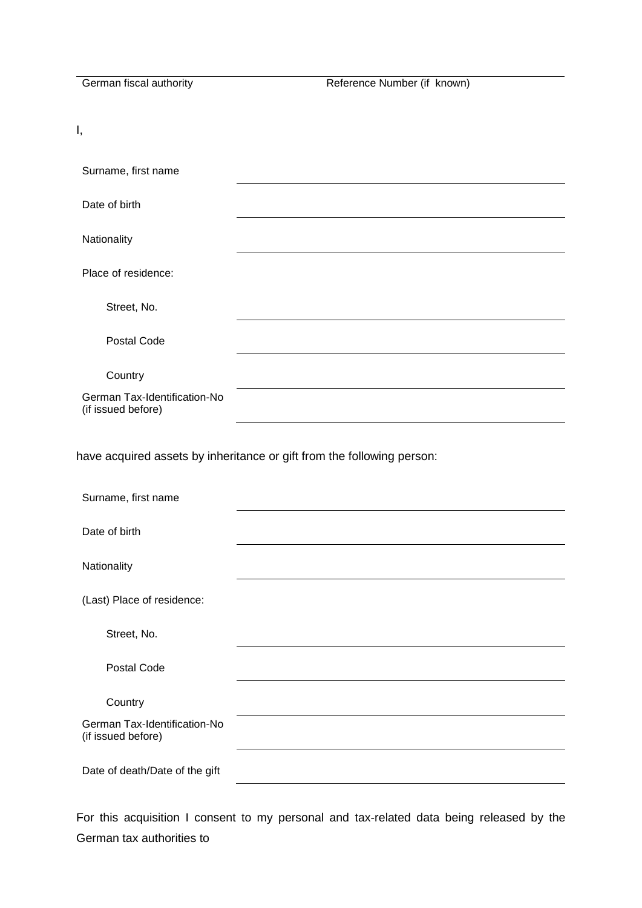| German fiscal authority | Reference Number (if known) |
|---|---|

I,

| | |
|---|---|
| Surname, first name | |
| Date of birth | |
| Nationality | |
| Place of residence: | |
| Street, No. | |
| Postal Code | |
| Country | |
| German Tax-Identification-No (if issued before) | |

have acquired assets by inheritance or gift from the following person:

| | |
|---|---|
| Surname, first name | |
| Date of birth | |
| Nationality | |
| (Last) Place of residence: | |
| Street, No. | |
| Postal Code | |
| Country | |
| German Tax-Identification-No (if issued before) | |
| Date of death/Date of the gift | |

For this acquisition I consent to my personal and tax-related data being released by the German tax authorities to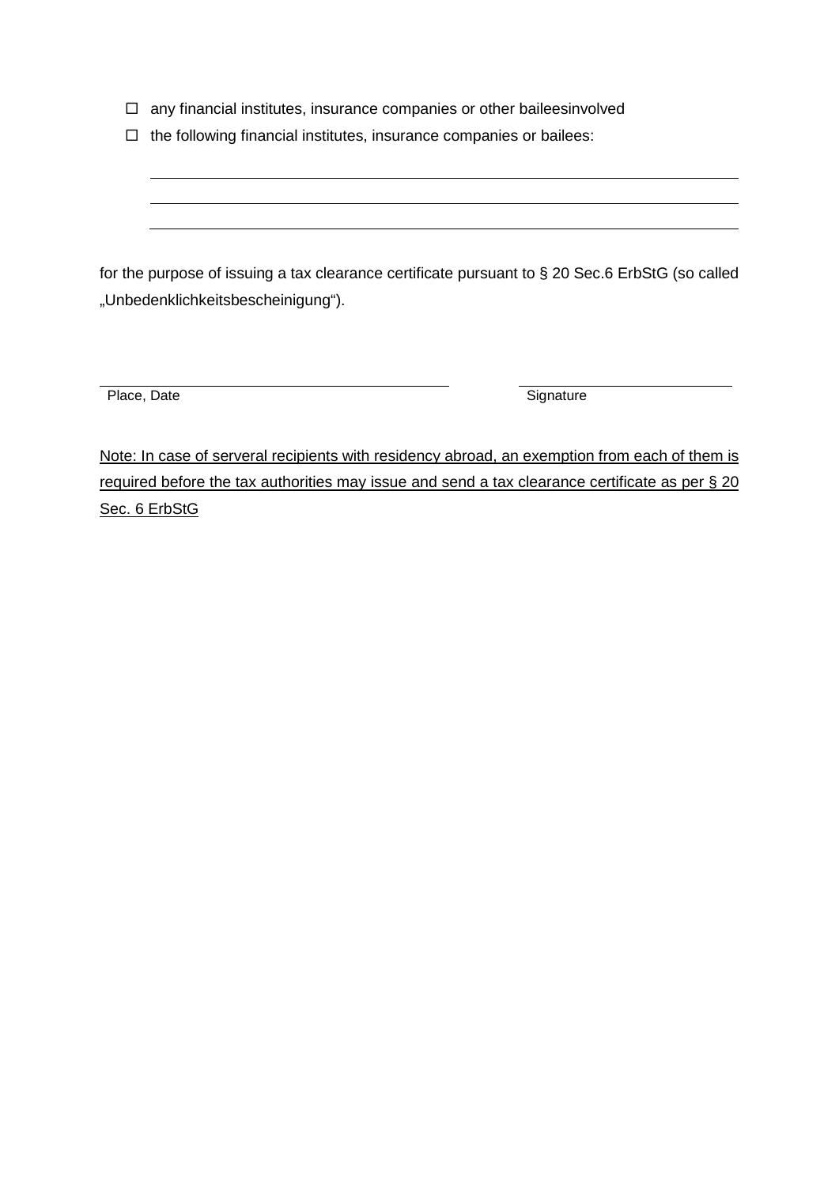- ☐ any financial institutes, insurance companies or other baileesinvolved
- ☐ the following financial institutes, insurance companies or bailees:

  \_\_\_\_\_\_\_\_\_\_\_\_\_\_\_\_\_\_\_\_\_\_\_\_\_\_\_\_\_\_\_\_\_\_\_\_\_\_\_\_\_\_\_\_\_\_\_\_\_\_\_\_\_\_\_\_\_\_\_\_

  \_\_\_\_\_\_\_\_\_\_\_\_\_\_\_\_\_\_\_\_\_\_\_\_\_\_\_\_\_\_\_\_\_\_\_\_\_\_\_\_\_\_\_\_\_\_\_\_\_\_\_\_\_\_\_\_\_\_\_\_

  \_\_\_\_\_\_\_\_\_\_\_\_\_\_\_\_\_\_\_\_\_\_\_\_\_\_\_\_\_\_\_\_\_\_\_\_\_\_\_\_\_\_\_\_\_\_\_\_\_\_\_\_\_\_\_\_\_\_\_\_

for the purpose of issuing a tax clearance certificate pursuant to § 20 Sec.6 ErbStG (so called „Unbedenklichkeitsbescheinigung“).

\_\_\_\_\_\_\_\_\_\_\_\_\_\_\_\_\_\_\_\_\_\_\_\_\_\_\_\_\_\_\_\_\_\_\_\_ \_\_\_\_\_\_\_\_\_\_\_\_\_\_\_\_\_\_\_\_\_\_\_\_

Place, Date Signature

<u>Note: In case of serveral recipients with residency abroad, an exemption from each of them is required before the tax authorities may issue and send a tax clearance certificate as per § 20 Sec. 6 ErbStG</u>